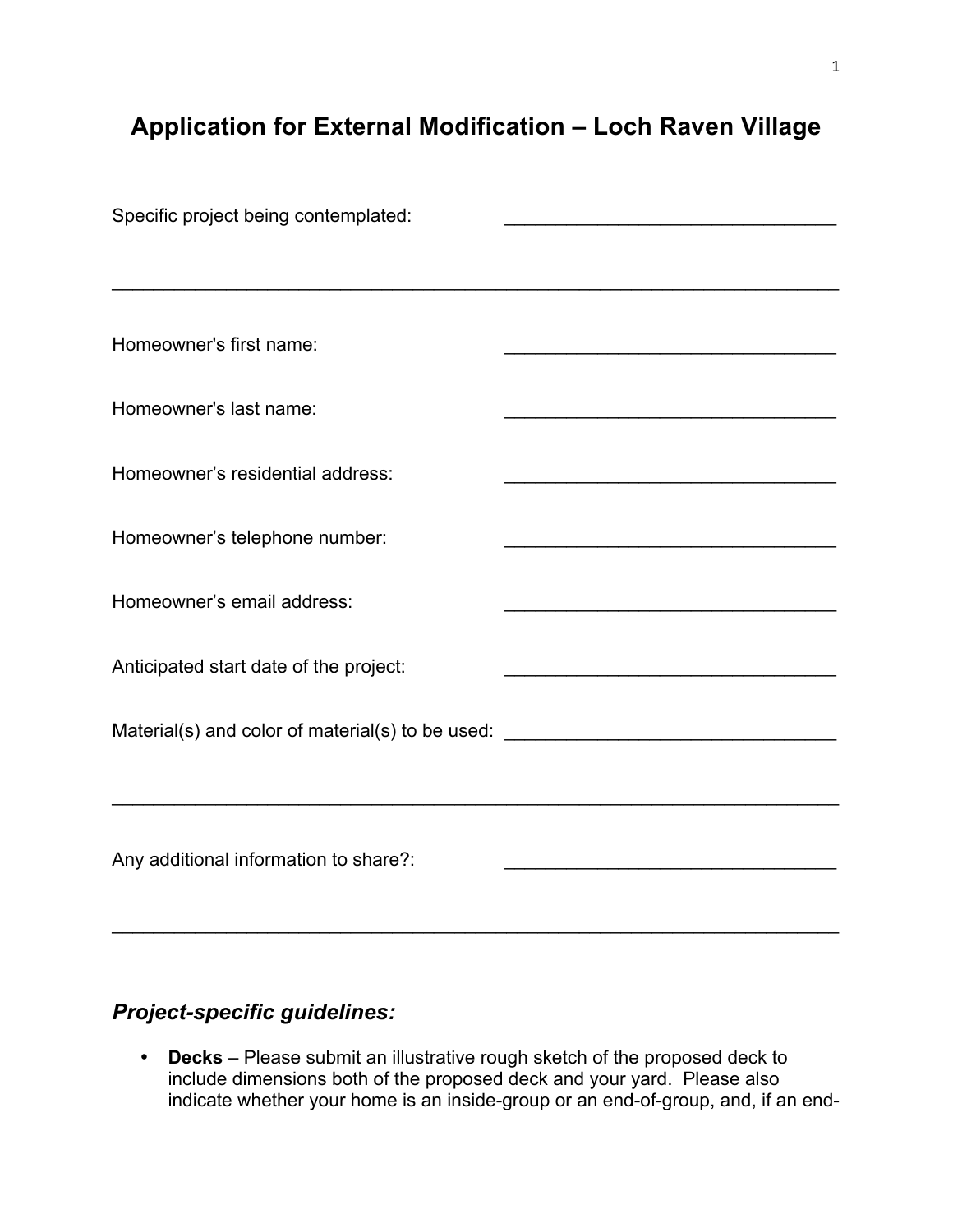# Application for External Modification – Loch Raven Village

Specific project being contemplated: _________________________________

___________________________________________________________________________

Homeowner's first name: _________________________________

Homeowner's last name: _________________________________

Homeowner's residential address: _________________________________

Homeowner's telephone number: _________________________________

Homeowner's email address: _________________________________

Anticipated start date of the project: _________________________________

Material(s) and color of material(s) to be used: _________________________________

___________________________________________________________________________

Any additional information to share?: _________________________________

___________________________________________________________________________

## *Project-specific guidelines:*

- **Decks** – Please submit an illustrative rough sketch of the proposed deck to include dimensions both of the proposed deck and your yard. Please also indicate whether your home is an inside-group or an end-of-group, and, if an end-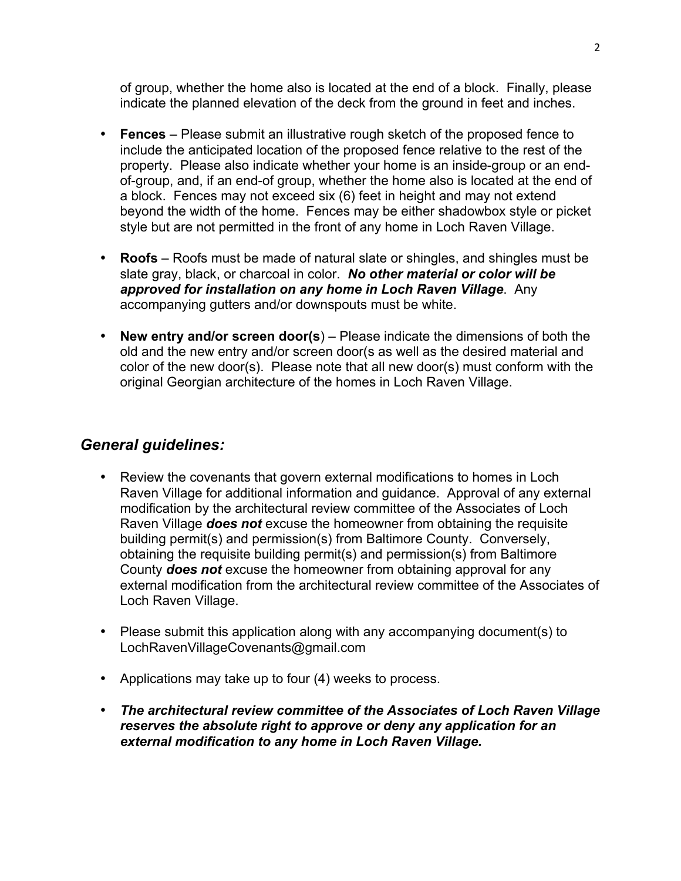of group, whether the home also is located at the end of a block. Finally, please indicate the planned elevation of the deck from the ground in feet and inches.

- **Fences** – Please submit an illustrative rough sketch of the proposed fence to include the anticipated location of the proposed fence relative to the rest of the property. Please also indicate whether your home is an inside-group or an end-of-group, and, if an end-of group, whether the home also is located at the end of a block. Fences may not exceed six (6) feet in height and may not extend beyond the width of the home. Fences may be either shadowbox style or picket style but are not permitted in the front of any home in Loch Raven Village.

- **Roofs** – Roofs must be made of natural slate or shingles, and shingles must be slate gray, black, or charcoal in color. ***No other material or color will be approved for installation on any home in Loch Raven Village***. Any accompanying gutters and/or downspouts must be white.

- **New entry and/or screen door(s**) – Please indicate the dimensions of both the old and the new entry and/or screen door(s as well as the desired material and color of the new door(s). Please note that all new door(s) must conform with the original Georgian architecture of the homes in Loch Raven Village.

## *General guidelines:*

- Review the covenants that govern external modifications to homes in Loch Raven Village for additional information and guidance. Approval of any external modification by the architectural review committee of the Associates of Loch Raven Village ***does not*** excuse the homeowner from obtaining the requisite building permit(s) and permission(s) from Baltimore County. Conversely, obtaining the requisite building permit(s) and permission(s) from Baltimore County ***does not*** excuse the homeowner from obtaining approval for any external modification from the architectural review committee of the Associates of Loch Raven Village.

- Please submit this application along with any accompanying document(s) to LochRavenVillageCovenants@gmail.com

- Applications may take up to four (4) weeks to process.

- ***The architectural review committee of the Associates of Loch Raven Village reserves the absolute right to approve or deny any application for an external modification to any home in Loch Raven Village.***